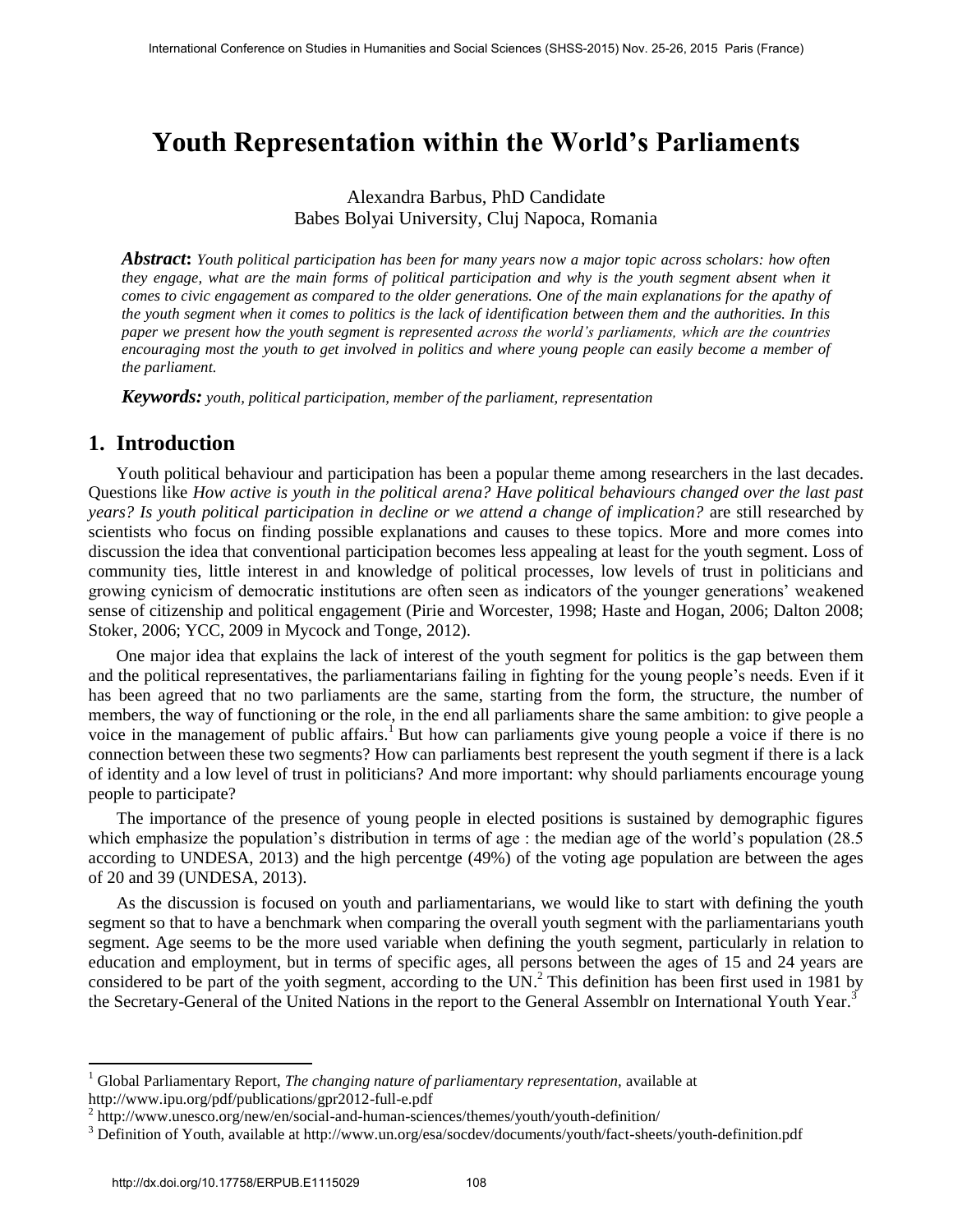# Youth Representation within the World's Parliaments

Alexandra Barbus, PhD Candidate
Babes Bolyai University, Cluj Napoca, Romania

***Abstract*:** *Youth political participation has been for many years now a major topic across scholars: how often they engage, what are the main forms of political participation and why is the youth segment absent when it comes to civic engagement as compared to the older generations. One of the main explanations for the apathy of the youth segment when it comes to politics is the lack of identification between them and the authorities. In this paper we present how the youth segment is represented across the world's parliaments, which are the countries encouraging most the youth to get involved in politics and where young people can easily become a member of the parliament.*

***Keywords:*** *youth, political participation, member of the parliament, representation*

## 1. Introduction

Youth political behaviour and participation has been a popular theme among researchers in the last decades. Questions like *How active is youth in the political arena? Have political behaviours changed over the last past years? Is youth political participation in decline or we attend a change of implication?* are still researched by scientists who focus on finding possible explanations and causes to these topics. More and more comes into discussion the idea that conventional participation becomes less appealing at least for the youth segment. Loss of community ties, little interest in and knowledge of political processes, low levels of trust in politicians and growing cynicism of democratic institutions are often seen as indicators of the younger generations' weakened sense of citizenship and political engagement (Pirie and Worcester, 1998; Haste and Hogan, 2006; Dalton 2008; Stoker, 2006; YCC, 2009 in Mycock and Tonge, 2012).

One major idea that explains the lack of interest of the youth segment for politics is the gap between them and the political representatives, the parliamentarians failing in fighting for the young people's needs. Even if it has been agreed that no two parliaments are the same, starting from the form, the structure, the number of members, the way of functioning or the role, in the end all parliaments share the same ambition: to give people a voice in the management of public affairs.[1] But how can parliaments give young people a voice if there is no connection between these two segments? How can parliaments best represent the youth segment if there is a lack of identity and a low level of trust in politicians? And more important: why should parliaments encourage young people to participate?

The importance of the presence of young people in elected positions is sustained by demographic figures which emphasize the population's distribution in terms of age : the median age of the world's population (28.5 according to UNDESA, 2013) and the high percentge (49%) of the voting age population are between the ages of 20 and 39 (UNDESA, 2013).

As the discussion is focused on youth and parliamentarians, we would like to start with defining the youth segment so that to have a benchmark when comparing the overall youth segment with the parliamentarians youth segment. Age seems to be the more used variable when defining the youth segment, particularly in relation to education and employment, but in terms of specific ages, all persons between the ages of 15 and 24 years are considered to be part of the yoith segment, according to the UN.[2] This definition has been first used in 1981 by the Secretary-General of the United Nations in the report to the General Assemblr on International Youth Year.[3]

---

[1] Global Parliamentary Report, *The changing nature of parliamentary representation,* available at http://www.ipu.org/pdf/publications/gpr2012-full-e.pdf

[2] http://www.unesco.org/new/en/social-and-human-sciences/themes/youth/youth-definition/

[3] Definition of Youth, available at http://www.un.org/esa/socdev/documents/youth/fact-sheets/youth-definition.pdf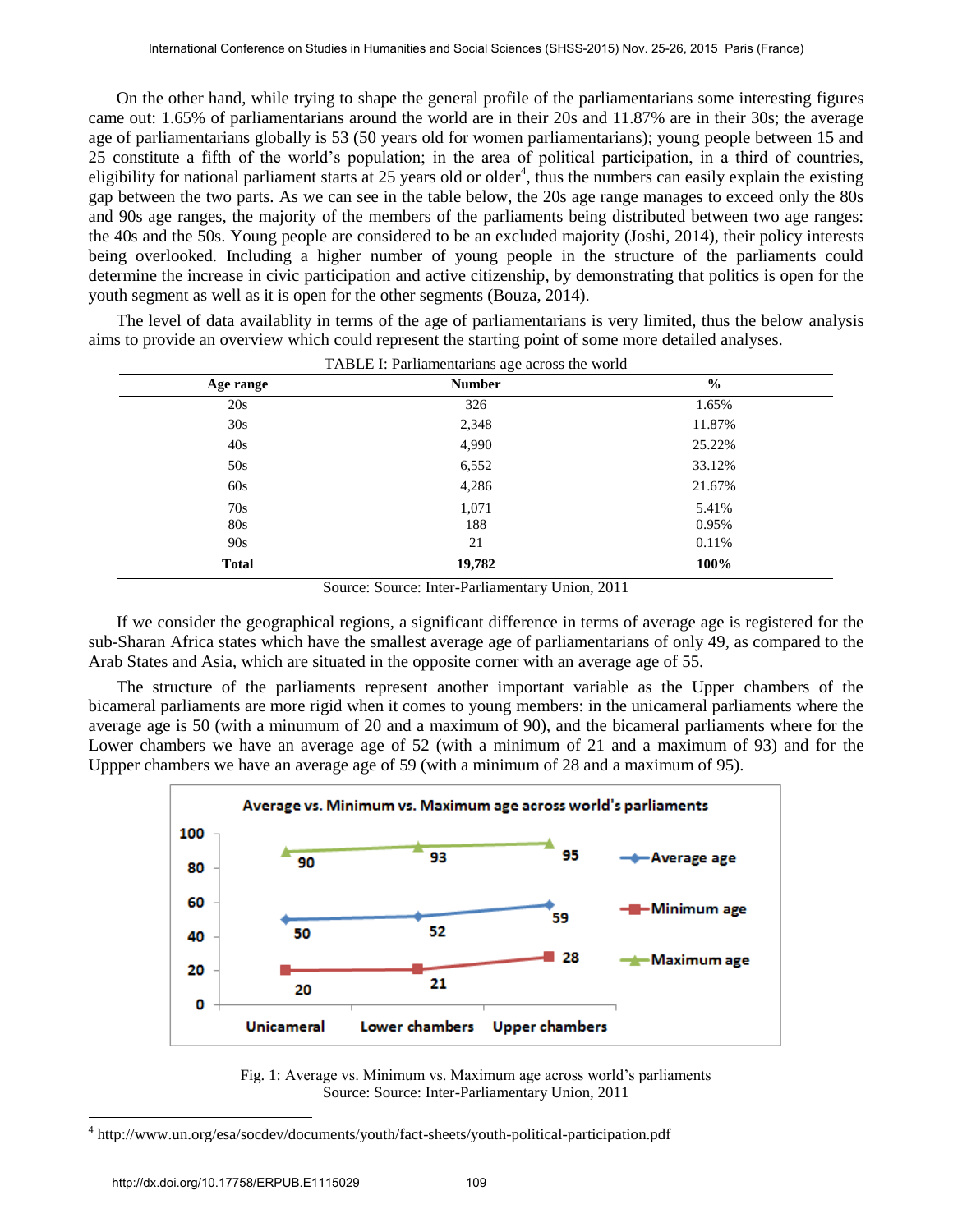On the other hand, while trying to shape the general profile of the parliamentarians some interesting figures came out: 1.65% of parliamentarians around the world are in their 20s and 11.87% are in their 30s; the average age of parliamentarians globally is 53 (50 years old for women parliamentarians); young people between 15 and 25 constitute a fifth of the world's population; in the area of political participation, in a third of countries, eligibility for national parliament starts at 25 years old or older[4], thus the numbers can easily explain the existing gap between the two parts. As we can see in the table below, the 20s age range manages to exceed only the 80s and 90s age ranges, the majority of the members of the parliaments being distributed between two age ranges: the 40s and the 50s. Young people are considered to be an excluded majority (Joshi, 2014), their policy interests being overlooked. Including a higher number of young people in the structure of the parliaments could determine the increase in civic participation and active citizenship, by demonstrating that politics is open for the youth segment as well as it is open for the other segments (Bouza, 2014).

The level of data availablity in terms of the age of parliamentarians is very limited, thus the below analysis aims to provide an overview which could represent the starting point of some more detailed analyses.

TABLE I: Parliamentarians age across the world

| Age range | Number | % |
|---|---|---|
| 20s | 326 | 1.65% |
| 30s | 2,348 | 11.87% |
| 40s | 4,990 | 25.22% |
| 50s | 6,552 | 33.12% |
| 60s | 4,286 | 21.67% |
| 70s | 1,071 | 5.41% |
| 80s | 188 | 0.95% |
| 90s | 21 | 0.11% |
| **Total** | **19,782** | **100%** |

Source: Source: Inter-Parliamentary Union, 2011

If we consider the geographical regions, a significant difference in terms of average age is registered for the sub-Sharan Africa states which have the smallest average age of parliamentarians of only 49, as compared to the Arab States and Asia, which are situated in the opposite corner with an average age of 55.

The structure of the parliaments represent another important variable as the Upper chambers of the bicameral parliaments are more rigid when it comes to young members: in the unicameral parliaments where the average age is 50 (with a minumum of 20 and a maximum of 90), and the bicameral parliaments where for the Lower chambers we have an average age of 52 (with a minimum of 21 and a maximum of 93) and for the Uppper chambers we have an average age of 59 (with a minimum of 28 and a maximum of 95).

Fig. 1: Average vs. Minimum vs. Maximum age across world's parliaments
Source: Source: Inter-Parliamentary Union, 2011

[4] http://www.un.org/esa/socdev/documents/youth/fact-sheets/youth-political-participation.pdf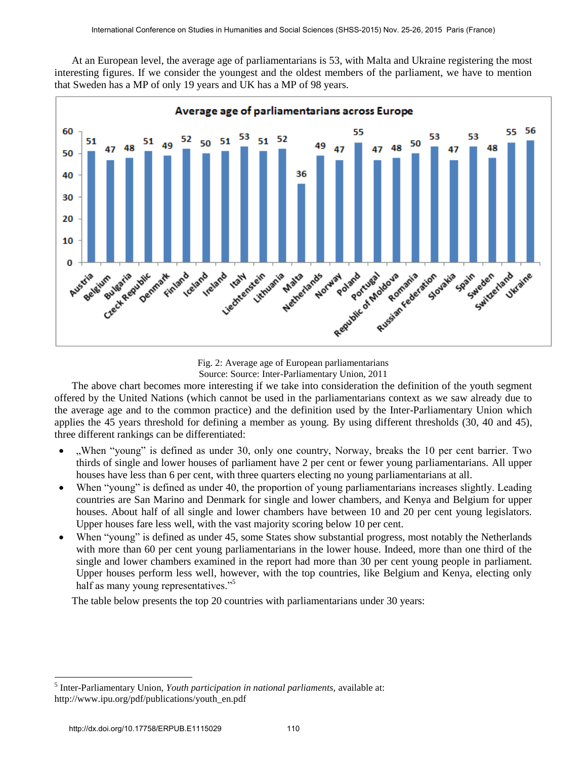At an European level, the average age of parliamentarians is 53, with Malta and Ukraine registering the most interesting figures. If we consider the youngest and the oldest members of the parliament, we have to mention that Sweden has a MP of only 19 years and UK has a MP of 98 years.

**Average age of parliamentarians across Europe**

| Country | Average age |
|---|---|
| Austria | 51 |
| Belgium | 47 |
| Bulgaria | 48 |
| Czeck Republic | 51 |
| Denmark | 49 |
| Finland | 52 |
| Iceland | 50 |
| Ireland | 51 |
| Italy | 53 |
| Liechtenstein | 51 |
| Lithuania | 52 |
| Malta | 36 |
| Netherlands | 49 |
| Norway | 47 |
| Poland | 55 |
| Portugal | 47 |
| Republic of Moldova | 48 |
| Romania | 50 |
| Russian Federation | 53 |
| Slovakia | 47 |
| Spain | 53 |
| Sweden | 48 |
| Switzerland | 55 |
| Ukraine | 56 |

Fig. 2: Average age of European parliamentarians
Source: Source: Inter-Parliamentary Union, 2011

The above chart becomes more interesting if we take into consideration the definition of the youth segment offered by the United Nations (which cannot be used in the parliamentarians context as we saw already due to the average age and to the common practice) and the definition used by the Inter-Parliamentary Union which applies the 45 years threshold for defining a member as young. By using different thresholds (30, 40 and 45), three different rankings can be differentiated:

- „When "young" is defined as under 30, only one country, Norway, breaks the 10 per cent barrier. Two thirds of single and lower houses of parliament have 2 per cent or fewer young parliamentarians. All upper houses have less than 6 per cent, with three quarters electing no young parliamentarians at all.
- When "young" is defined as under 40, the proportion of young parliamentarians increases slightly. Leading countries are San Marino and Denmark for single and lower chambers, and Kenya and Belgium for upper houses. About half of all single and lower chambers have between 10 and 20 per cent young legislators. Upper houses fare less well, with the vast majority scoring below 10 per cent.
- When "young" is defined as under 45, some States show substantial progress, most notably the Netherlands with more than 60 per cent young parliamentarians in the lower house. Indeed, more than one third of the single and lower chambers examined in the report had more than 30 per cent young people in parliament. Upper houses perform less well, however, with the top countries, like Belgium and Kenya, electing only half as many young representatives."[5]

The table below presents the top 20 countries with parliamentarians under 30 years:

---

[5] Inter-Parliamentary Union, *Youth participation in national parliaments,* available at: http://www.ipu.org/pdf/publications/youth_en.pdf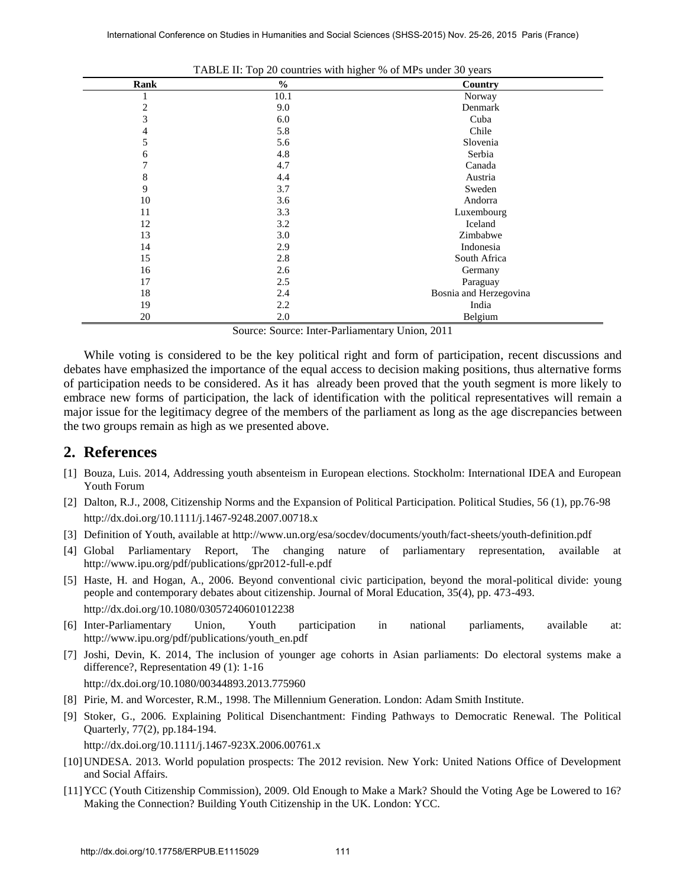TABLE II: Top 20 countries with higher % of MPs under 30 years

| Rank | % | Country |
|---|---|---|
| 1 | 10.1 | Norway |
| 2 | 9.0 | Denmark |
| 3 | 6.0 | Cuba |
| 4 | 5.8 | Chile |
| 5 | 5.6 | Slovenia |
| 6 | 4.8 | Serbia |
| 7 | 4.7 | Canada |
| 8 | 4.4 | Austria |
| 9 | 3.7 | Sweden |
| 10 | 3.6 | Andorra |
| 11 | 3.3 | Luxembourg |
| 12 | 3.2 | Iceland |
| 13 | 3.0 | Zimbabwe |
| 14 | 2.9 | Indonesia |
| 15 | 2.8 | South Africa |
| 16 | 2.6 | Germany |
| 17 | 2.5 | Paraguay |
| 18 | 2.4 | Bosnia and Herzegovina |
| 19 | 2.2 | India |
| 20 | 2.0 | Belgium |

Source: Source: Inter-Parliamentary Union, 2011

While voting is considered to be the key political right and form of participation, recent discussions and debates have emphasized the importance of the equal access to decision making positions, thus alternative forms of participation needs to be considered. As it has already been proved that the youth segment is more likely to embrace new forms of participation, the lack of identification with the political representatives will remain a major issue for the legitimacy degree of the members of the parliament as long as the age discrepancies between the two groups remain as high as we presented above.

## 2. References

[1] Bouza, Luis. 2014, Addressing youth absenteism in European elections. Stockholm: International IDEA and European Youth Forum

[2] Dalton, R.J., 2008, Citizenship Norms and the Expansion of Political Participation. Political Studies, 56 (1), pp.76-98 http://dx.doi.org/10.1111/j.1467-9248.2007.00718.x

[3] Definition of Youth, available at http://www.un.org/esa/socdev/documents/youth/fact-sheets/youth-definition.pdf

[4] Global Parliamentary Report, The changing nature of parliamentary representation, available at http://www.ipu.org/pdf/publications/gpr2012-full-e.pdf

[5] Haste, H. and Hogan, A., 2006. Beyond conventional civic participation, beyond the moral-political divide: young people and contemporary debates about citizenship. Journal of Moral Education, 35(4), pp. 473-493. http://dx.doi.org/10.1080/03057240601012238

[6] Inter-Parliamentary Union, Youth participation in national parliaments, available at: http://www.ipu.org/pdf/publications/youth_en.pdf

[7] Joshi, Devin, K. 2014, The inclusion of younger age cohorts in Asian parliaments: Do electoral systems make a difference?, Representation 49 (1): 1-16 http://dx.doi.org/10.1080/00344893.2013.775960

[8] Pirie, M. and Worcester, R.M., 1998. The Millennium Generation. London: Adam Smith Institute.

[9] Stoker, G., 2006. Explaining Political Disenchantment: Finding Pathways to Democratic Renewal. The Political Quarterly, 77(2), pp.184-194. http://dx.doi.org/10.1111/j.1467-923X.2006.00761.x

[10] UNDESA. 2013. World population prospects: The 2012 revision. New York: United Nations Office of Development and Social Affairs.

[11] YCC (Youth Citizenship Commission), 2009. Old Enough to Make a Mark? Should the Voting Age be Lowered to 16? Making the Connection? Building Youth Citizenship in the UK. London: YCC.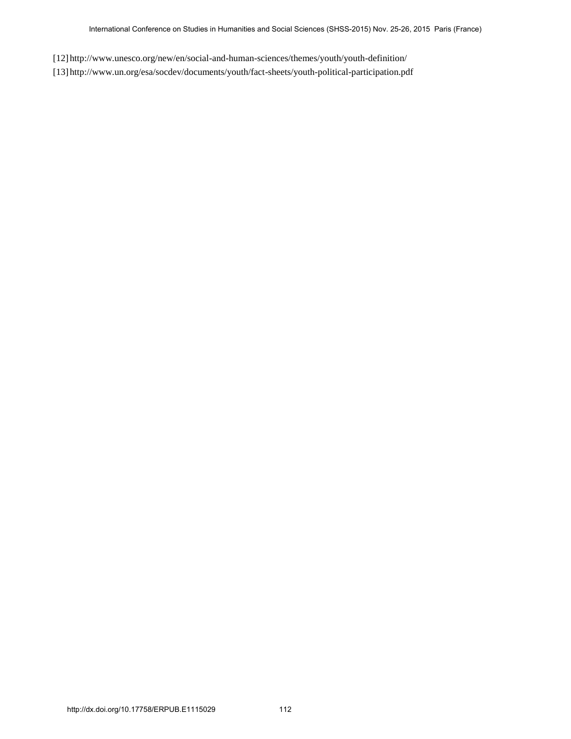[12] http://www.unesco.org/new/en/social-and-human-sciences/themes/youth/youth-definition/

[13] http://www.un.org/esa/socdev/documents/youth/fact-sheets/youth-political-participation.pdf